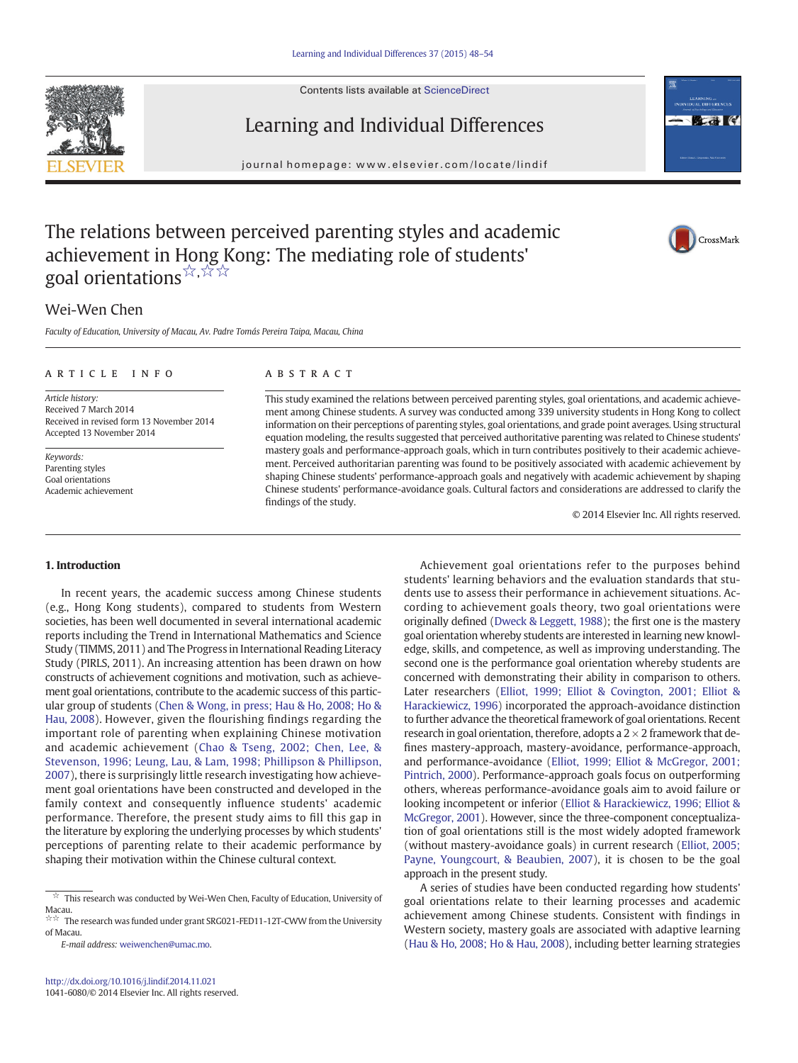# The relations between perceived parenting styles and academic achievement in Hong Kong: The mediating role of students' goal orientations ☆,☆☆

Wei-Wen Chen

*Faculty of Education, University of Macau, Av. Padre Tomás Pereira Taipa, Macau, China*

## ARTICLE INFO

*Article history:*
Received 7 March 2014
Received in revised form 13 November 2014
Accepted 13 November 2014

*Keywords:*
Parenting styles
Goal orientations
Academic achievement

## ABSTRACT

This study examined the relations between perceived parenting styles, goal orientations, and academic achievement among Chinese students. A survey was conducted among 339 university students in Hong Kong to collect information on their perceptions of parenting styles, goal orientations, and grade point averages. Using structural equation modeling, the results suggested that perceived authoritative parenting was related to Chinese students' mastery goals and performance-approach goals, which in turn contributes positively to their academic achievement. Perceived authoritarian parenting was found to be positively associated with academic achievement by shaping Chinese students' performance-approach goals and negatively with academic achievement by shaping Chinese students' performance-avoidance goals. Cultural factors and considerations are addressed to clarify the findings of the study.

© 2014 Elsevier Inc. All rights reserved.

## 1. Introduction

In recent years, the academic success among Chinese students (e.g., Hong Kong students), compared to students from Western societies, has been well documented in several international academic reports including the Trend in International Mathematics and Science Study (TIMMS, 2011) and The Progress in International Reading Literacy Study (PIRLS, 2011). An increasing attention has been drawn on how constructs of achievement cognitions and motivation, such as achievement goal orientations, contribute to the academic success of this particular group of students (Chen & Wong, in press; Hau & Ho, 2008; Ho & Hau, 2008). However, given the flourishing findings regarding the important role of parenting when explaining Chinese motivation and academic achievement (Chao & Tseng, 2002; Chen, Lee, & Stevenson, 1996; Leung, Lau, & Lam, 1998; Phillipson & Phillipson, 2007), there is surprisingly little research investigating how achievement goal orientations have been constructed and developed in the family context and consequently influence students' academic performance. Therefore, the present study aims to fill this gap in the literature by exploring the underlying processes by which students' perceptions of parenting relate to their academic performance by shaping their motivation within the Chinese cultural context.

Achievement goal orientations refer to the purposes behind students' learning behaviors and the evaluation standards that students use to assess their performance in achievement situations. According to achievement goals theory, two goal orientations were originally defined (Dweck & Leggett, 1988); the first one is the mastery goal orientation whereby students are interested in learning new knowledge, skills, and competence, as well as improving understanding. The second one is the performance goal orientation whereby students are concerned with demonstrating their ability in comparison to others. Later researchers (Elliot, 1999; Elliot & Covington, 2001; Elliot & Harackiewicz, 1996) incorporated the approach-avoidance distinction to further advance the theoretical framework of goal orientations. Recent research in goal orientation, therefore, adopts a $2 \times 2$ framework that defines mastery-approach, mastery-avoidance, performance-approach, and performance-avoidance (Elliot, 1999; Elliot & McGregor, 2001; Pintrich, 2000). Performance-approach goals focus on outperforming others, whereas performance-avoidance goals aim to avoid failure or looking incompetent or inferior (Elliot & Harackiewicz, 1996; Elliot & McGregor, 2001). However, since the three-component conceptualization of goal orientations still is the most widely adopted framework (without mastery-avoidance goals) in current research (Elliot, 2005; Payne, Youngcourt, & Beaubien, 2007), it is chosen to be the goal approach in the present study.

A series of studies have been conducted regarding how students' goal orientations relate to their learning processes and academic achievement among Chinese students. Consistent with findings in Western society, mastery goals are associated with adaptive learning (Hau & Ho, 2008; Ho & Hau, 2008), including better learning strategies

---

☆ This research was conducted by Wei-Wen Chen, Faculty of Education, University of Macau.

☆☆ The research was funded under grant SRG021-FED11-12T-CWW from the University of Macau.

*E-mail address:* weiwenchen@umac.mo.

http://dx.doi.org/10.1016/j.lindif.2014.11.021
1041-6080/© 2014 Elsevier Inc. All rights reserved.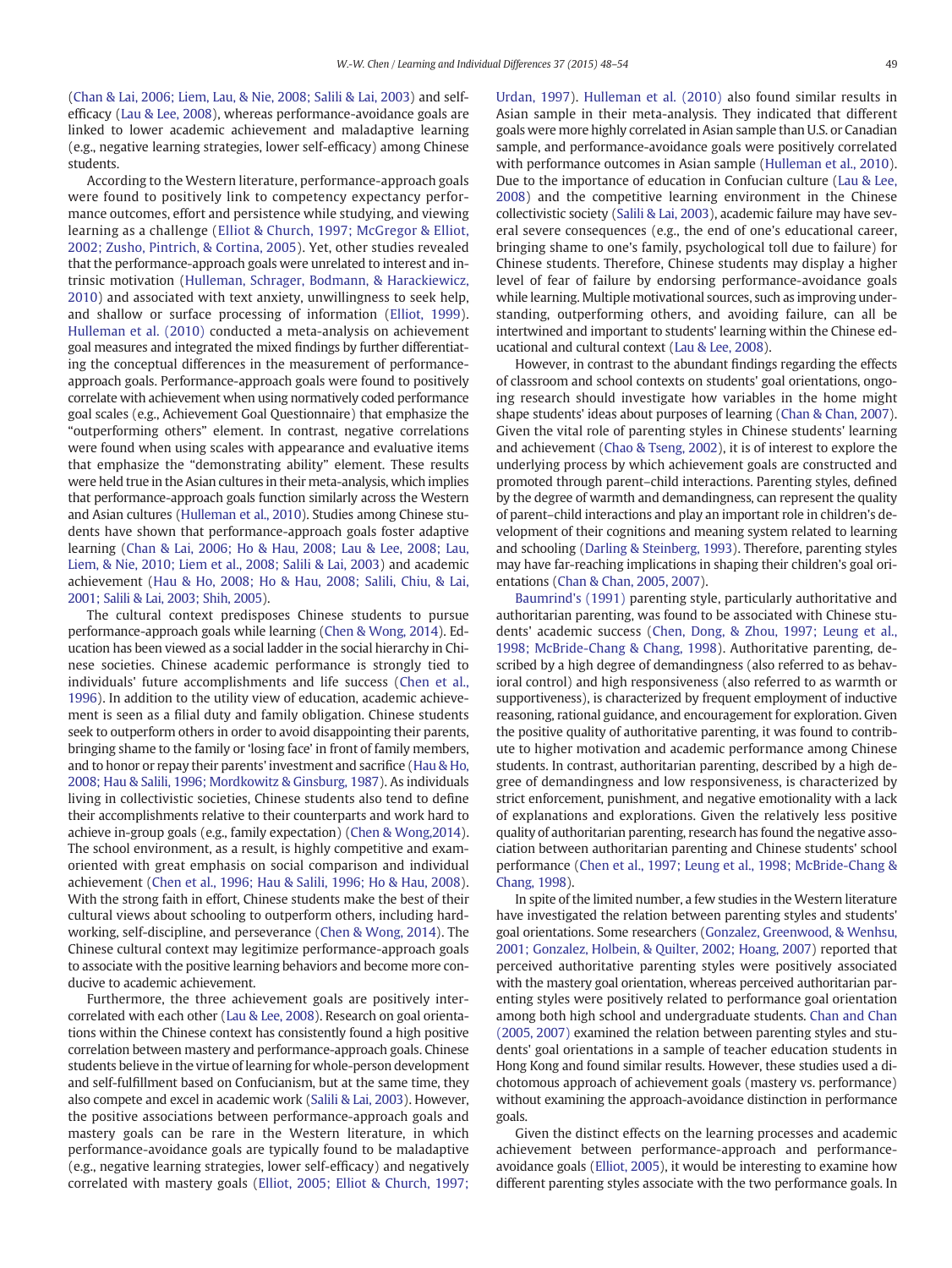(Chan & Lai, 2006; Liem, Lau, & Nie, 2008; Salili & Lai, 2003) and self-efficacy (Lau & Lee, 2008), whereas performance-avoidance goals are linked to lower academic achievement and maladaptive learning (e.g., negative learning strategies, lower self-efficacy) among Chinese students.

According to the Western literature, performance-approach goals were found to positively link to competency expectancy performance outcomes, effort and persistence while studying, and viewing learning as a challenge (Elliot & Church, 1997; McGregor & Elliot, 2002; Zusho, Pintrich, & Cortina, 2005). Yet, other studies revealed that the performance-approach goals were unrelated to interest and intrinsic motivation (Hulleman, Schrager, Bodmann, & Harackiewicz, 2010) and associated with text anxiety, unwillingness to seek help, and shallow or surface processing of information (Elliot, 1999). Hulleman et al. (2010) conducted a meta-analysis on achievement goal measures and integrated the mixed findings by further differentiating the conceptual differences in the measurement of performance-approach goals. Performance-approach goals were found to positively correlate with achievement when using normatively coded performance goal scales (e.g., Achievement Goal Questionnaire) that emphasize the "outperforming others" element. In contrast, negative correlations were found when using scales with appearance and evaluative items that emphasize the "demonstrating ability" element. These results were held true in the Asian cultures in their meta-analysis, which implies that performance-approach goals function similarly across the Western and Asian cultures (Hulleman et al., 2010). Studies among Chinese students have shown that performance-approach goals foster adaptive learning (Chan & Lai, 2006; Ho & Hau, 2008; Lau & Lee, 2008; Lau, Liem, & Nie, 2010; Liem et al., 2008; Salili & Lai, 2003) and academic achievement (Hau & Ho, 2008; Ho & Hau, 2008; Salili, Chiu, & Lai, 2001; Salili & Lai, 2003; Shih, 2005).

The cultural context predisposes Chinese students to pursue performance-approach goals while learning (Chen & Wong, 2014). Education has been viewed as a social ladder in the social hierarchy in Chinese societies. Chinese academic performance is strongly tied to individuals' future accomplishments and life success (Chen et al., 1996). In addition to the utility view of education, academic achievement is seen as a filial duty and family obligation. Chinese students seek to outperform others in order to avoid disappointing their parents, bringing shame to the family or 'losing face' in front of family members, and to honor or repay their parents' investment and sacrifice (Hau & Ho, 2008; Hau & Salili, 1996; Mordkowitz & Ginsburg, 1987). As individuals living in collectivistic societies, Chinese students also tend to define their accomplishments relative to their counterparts and work hard to achieve in-group goals (e.g., family expectation) (Chen & Wong,2014). The school environment, as a result, is highly competitive and exam-oriented with great emphasis on social comparison and individual achievement (Chen et al., 1996; Hau & Salili, 1996; Ho & Hau, 2008). With the strong faith in effort, Chinese students make the best of their cultural views about schooling to outperform others, including hard-working, self-discipline, and perseverance (Chen & Wong, 2014). The Chinese cultural context may legitimize performance-approach goals to associate with the positive learning behaviors and become more conducive to academic achievement.

Furthermore, the three achievement goals are positively intercorrelated with each other (Lau & Lee, 2008). Research on goal orientations within the Chinese context has consistently found a high positive correlation between mastery and performance-approach goals. Chinese students believe in the virtue of learning for whole-person development and self-fulfillment based on Confucianism, but at the same time, they also compete and excel in academic work (Salili & Lai, 2003). However, the positive associations between performance-approach goals and mastery goals can be rare in the Western literature, in which performance-avoidance goals are typically found to be maladaptive (e.g., negative learning strategies, lower self-efficacy) and negatively correlated with mastery goals (Elliot, 2005; Elliot & Church, 1997; Urdan, 1997). Hulleman et al. (2010) also found similar results in Asian sample in their meta-analysis. They indicated that different goals were more highly correlated in Asian sample than U.S. or Canadian sample, and performance-avoidance goals were positively correlated with performance outcomes in Asian sample (Hulleman et al., 2010). Due to the importance of education in Confucian culture (Lau & Lee, 2008) and the competitive learning environment in the Chinese collectivistic society (Salili & Lai, 2003), academic failure may have several severe consequences (e.g., the end of one's educational career, bringing shame to one's family, psychological toll due to failure) for Chinese students. Therefore, Chinese students may display a higher level of fear of failure by endorsing performance-avoidance goals while learning. Multiple motivational sources, such as improving understanding, outperforming others, and avoiding failure, can all be intertwined and important to students' learning within the Chinese educational and cultural context (Lau & Lee, 2008).

However, in contrast to the abundant findings regarding the effects of classroom and school contexts on students' goal orientations, ongoing research should investigate how variables in the home might shape students' ideas about purposes of learning (Chan & Chan, 2007). Given the vital role of parenting styles in Chinese students' learning and achievement (Chao & Tseng, 2002), it is of interest to explore the underlying process by which achievement goals are constructed and promoted through parent–child interactions. Parenting styles, defined by the degree of warmth and demandingness, can represent the quality of parent–child interactions and play an important role in children's development of their cognitions and meaning system related to learning and schooling (Darling & Steinberg, 1993). Therefore, parenting styles may have far-reaching implications in shaping their children's goal orientations (Chan & Chan, 2005, 2007).

Baumrind's (1991) parenting style, particularly authoritative and authoritarian parenting, was found to be associated with Chinese students' academic success (Chen, Dong, & Zhou, 1997; Leung et al., 1998; McBride-Chang & Chang, 1998). Authoritative parenting, described by a high degree of demandingness (also referred to as behavioral control) and high responsiveness (also referred to as warmth or supportiveness), is characterized by frequent employment of inductive reasoning, rational guidance, and encouragement for exploration. Given the positive quality of authoritative parenting, it was found to contribute to higher motivation and academic performance among Chinese students. In contrast, authoritarian parenting, described by a high degree of demandingness and low responsiveness, is characterized by strict enforcement, punishment, and negative emotionality with a lack of explanations and explorations. Given the relatively less positive quality of authoritarian parenting, research has found the negative association between authoritarian parenting and Chinese students' school performance (Chen et al., 1997; Leung et al., 1998; McBride-Chang & Chang, 1998).

In spite of the limited number, a few studies in the Western literature have investigated the relation between parenting styles and students' goal orientations. Some researchers (Gonzalez, Greenwood, & Wenhsu, 2001; Gonzalez, Holbein, & Quilter, 2002; Hoang, 2007) reported that perceived authoritative parenting styles were positively associated with the mastery goal orientation, whereas perceived authoritarian parenting styles were positively related to performance goal orientation among both high school and undergraduate students. Chan and Chan (2005, 2007) examined the relation between parenting styles and students' goal orientations in a sample of teacher education students in Hong Kong and found similar results. However, these studies used a dichotomous approach of achievement goals (mastery vs. performance) without examining the approach-avoidance distinction in performance goals.

Given the distinct effects on the learning processes and academic achievement between performance-approach and performance-avoidance goals (Elliot, 2005), it would be interesting to examine how different parenting styles associate with the two performance goals. In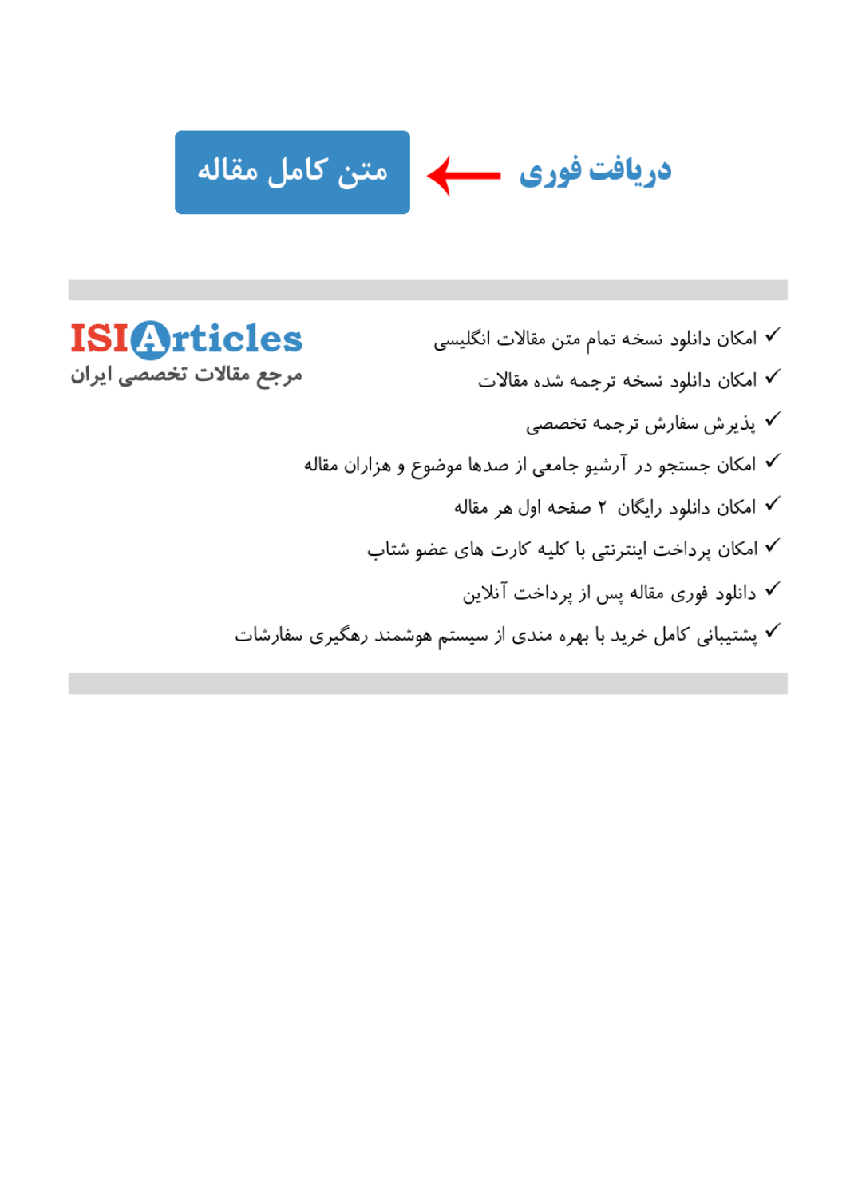دریافت فوری ← **متن کامل مقاله**

**ISIArticles**
مرجع مقالات تخصصی ایران

- ✓ امکان دانلود نسخه تمام متن مقالات انگلیسی
- ✓ امکان دانلود نسخه ترجمه شده مقالات
- ✓ پذیرش سفارش ترجمه تخصصی
- ✓ امکان جستجو در آرشیو جامعی از صدها موضوع و هزاران مقاله
- ✓ امکان دانلود رایگان ۲ صفحه اول هر مقاله
- ✓ امکان پرداخت اینترنتی با کلیه کارت های عضو شتاب
- ✓ دانلود فوری مقاله پس از پرداخت آنلاین
- ✓ پشتیبانی کامل خرید با بهره مندی از سیستم هوشمند رهگیری سفارشات